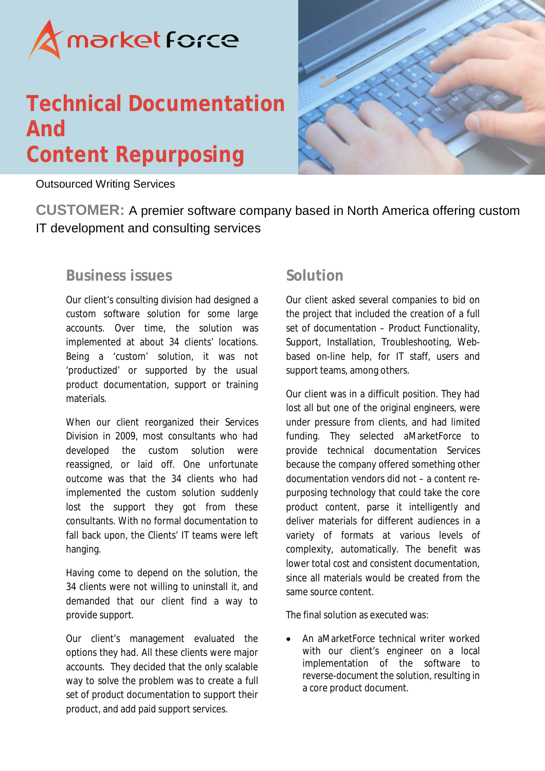market force

# Technical Documentation And Content Repurposing

Outsourced Writing Services

**CUSTOMER:** A premier software company based in North America offering custom IT development and consulting services

## Business issues

Our client's consulting division had designed a custom software solution for some large accounts. Over time, the solution was implemented at about 34 clients' locations. Being a 'custom' solution, it was not 'productized' or supported by the usual product documentation, support or training materials.

When our client reorganized their Services Division in 2009, most consultants who had developed the custom solution were reassigned, or laid off. One unfortunate outcome was that the 34 clients who had implemented the custom solution suddenly lost the support they got from these consultants. With no formal documentation to fall back upon, the Clients' IT teams were left hanging.

Having come to depend on the solution, the 34 clients were not willing to uninstall it, and demanded that our client find a way to provide support.

Our client's management evaluated the options they had. All these clients were major accounts. They decided that the only scalable way to solve the problem was to create a full set of product documentation to support their product, and add paid support services.

## Solution

Our client asked several companies to bid on the project that included the creation of a full set of documentation – Product Functionality, Support, Installation, Troubleshooting, Web-based on-line help, for IT staff, users and support teams, among others.

Our client was in a difficult position. They had lost all but one of the original engineers, were under pressure from clients, and had limited funding. They selected aMarketForce to provide technical documentation Services because the company offered something other documentation vendors did not – a content re-purposing technology that could take the core product content, parse it intelligently and deliver materials for different audiences in a variety of formats at various levels of complexity, automatically. The benefit was lower total cost and consistent documentation, since all materials would be created from the same source content.

The final solution as executed was:

- An aMarketForce technical writer worked with our client's engineer on a local implementation of the software to reverse-document the solution, resulting in a core product document.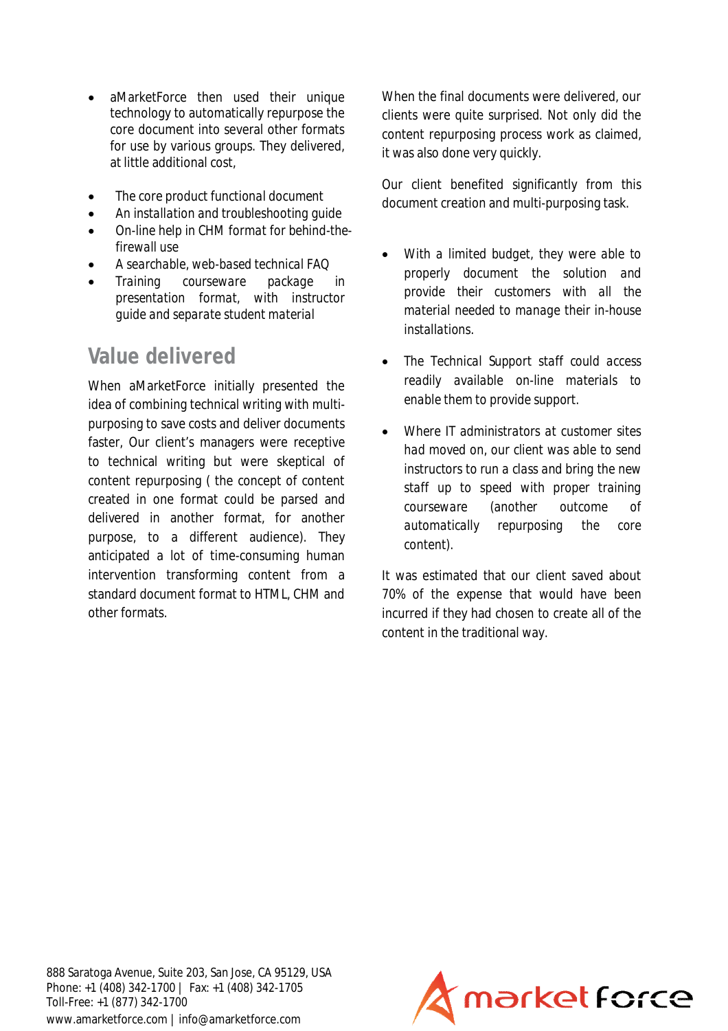- aMarketForce then used their unique technology to automatically repurpose the core document into several other formats for use by various groups. They delivered, at little additional cost,

- The core product functional document
- An installation and troubleshooting guide
- On-line help in CHM format for behind-the-firewall use
- A searchable, web-based technical FAQ
- Training courseware package in presentation format, with instructor guide and separate student material

## Value delivered

When aMarketForce initially presented the idea of combining technical writing with multi-purposing to save costs and deliver documents faster, Our client's managers were receptive to technical writing but were skeptical of content repurposing ( the concept of content created in one format could be parsed and delivered in another format, for another purpose, to a different audience). They anticipated a lot of time-consuming human intervention transforming content from a standard document format to HTML, CHM and other formats.

When the final documents were delivered, our clients were quite surprised. Not only did the content repurposing process work as claimed, it was also done very quickly.

Our client benefited significantly from this document creation and multi-purposing task.

- With a limited budget, they were able to properly document the solution and provide their customers with all the material needed to manage their in-house installations.

- The Technical Support staff could access readily available on-line materials to enable them to provide support.

- Where IT administrators at customer sites had moved on, our client was able to send instructors to run a class and bring the new staff up to speed with proper training courseware (another outcome of automatically repurposing the core content).

It was estimated that our client saved about 70% of the expense that would have been incurred if they had chosen to create all of the content in the traditional way.

888 Saratoga Avenue, Suite 203, San Jose, CA 95129, USA
Phone: +1 (408) 342-1700 | Fax: +1 (408) 342-1705
Toll-Free: +1 (877) 342-1700
www.amarketforce.com | info@amarketforce.com